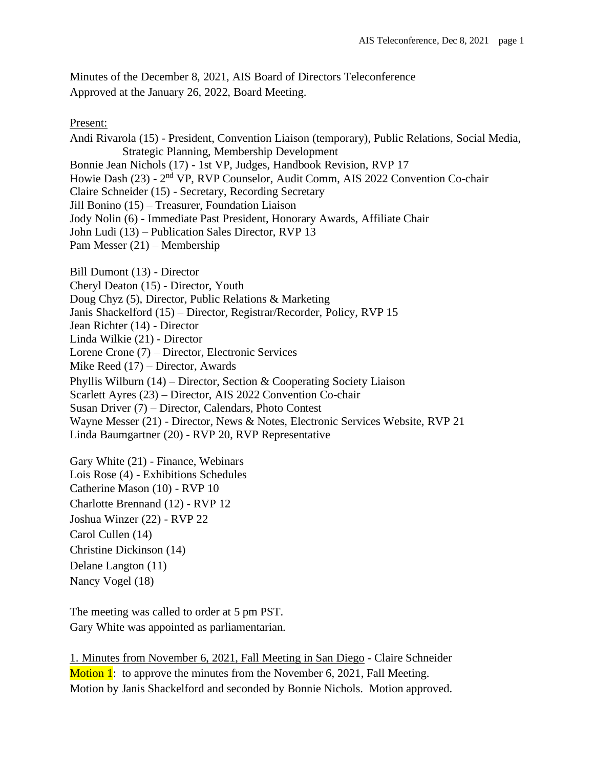Minutes of the December 8, 2021, AIS Board of Directors Teleconference
Approved at the January 26, 2022, Board Meeting.

Present:

Andi Rivarola (15) - President, Convention Liaison (temporary), Public Relations, Social Media, Strategic Planning, Membership Development
Bonnie Jean Nichols (17) - 1st VP, Judges, Handbook Revision, RVP 17
Howie Dash (23) - 2nd VP, RVP Counselor, Audit Comm, AIS 2022 Convention Co-chair
Claire Schneider (15) - Secretary, Recording Secretary
Jill Bonino (15) – Treasurer, Foundation Liaison
Jody Nolin (6) - Immediate Past President, Honorary Awards, Affiliate Chair
John Ludi (13) – Publication Sales Director, RVP 13
Pam Messer (21) – Membership

Bill Dumont (13) - Director
Cheryl Deaton (15) - Director, Youth
Doug Chyz (5), Director, Public Relations & Marketing
Janis Shackelford (15) – Director, Registrar/Recorder, Policy, RVP 15
Jean Richter (14) - Director
Linda Wilkie (21) - Director
Lorene Crone (7) – Director, Electronic Services
Mike Reed (17) – Director, Awards
Phyllis Wilburn (14) – Director, Section & Cooperating Society Liaison
Scarlett Ayres (23) – Director, AIS 2022 Convention Co-chair
Susan Driver (7) – Director, Calendars, Photo Contest
Wayne Messer (21) - Director, News & Notes, Electronic Services Website, RVP 21
Linda Baumgartner (20) - RVP 20, RVP Representative

Gary White (21) - Finance, Webinars
Lois Rose (4) - Exhibitions Schedules
Catherine Mason (10) - RVP 10
Charlotte Brennand (12) - RVP 12
Joshua Winzer (22) - RVP 22
Carol Cullen (14)
Christine Dickinson (14)
Delane Langton (11)
Nancy Vogel (18)

The meeting was called to order at 5 pm PST.
Gary White was appointed as parliamentarian.

1. Minutes from November 6, 2021, Fall Meeting in San Diego - Claire Schneider

Motion 1: to approve the minutes from the November 6, 2021, Fall Meeting.
Motion by Janis Shackelford and seconded by Bonnie Nichols. Motion approved.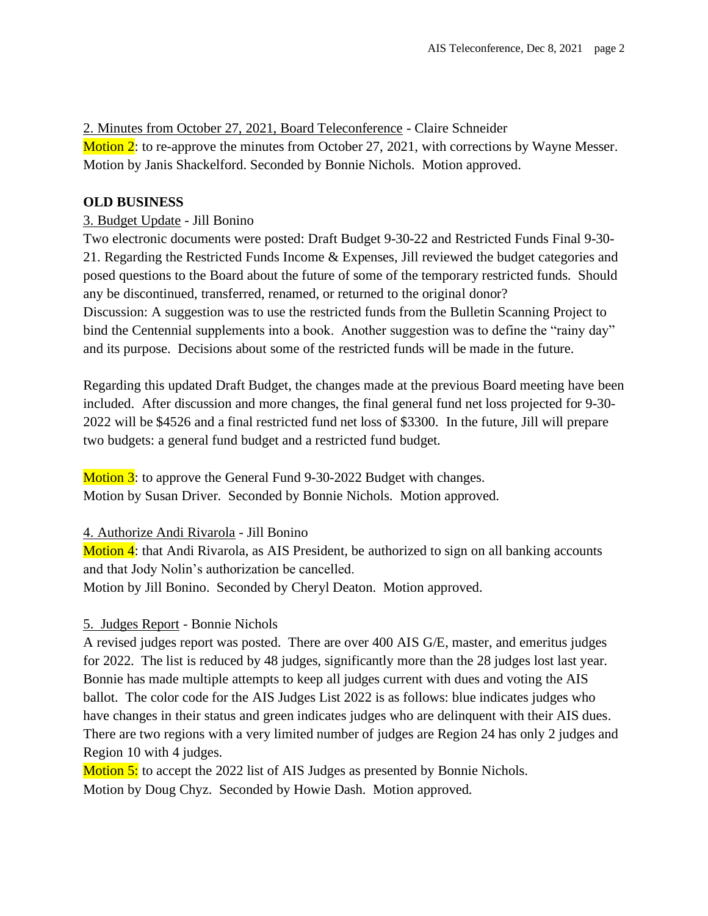2. Minutes from October 27, 2021, Board Teleconference - Claire Schneider

Motion 2: to re-approve the minutes from October 27, 2021, with corrections by Wayne Messer. Motion by Janis Shackelford. Seconded by Bonnie Nichols. Motion approved.

**OLD BUSINESS**

3. Budget Update - Jill Bonino

Two electronic documents were posted: Draft Budget 9-30-22 and Restricted Funds Final 9-30-21. Regarding the Restricted Funds Income & Expenses, Jill reviewed the budget categories and posed questions to the Board about the future of some of the temporary restricted funds. Should any be discontinued, transferred, renamed, or returned to the original donor?

Discussion: A suggestion was to use the restricted funds from the Bulletin Scanning Project to bind the Centennial supplements into a book. Another suggestion was to define the "rainy day" and its purpose. Decisions about some of the restricted funds will be made in the future.

Regarding this updated Draft Budget, the changes made at the previous Board meeting have been included. After discussion and more changes, the final general fund net loss projected for 9-30-2022 will be $4526 and a final restricted fund net loss of $3300. In the future, Jill will prepare two budgets: a general fund budget and a restricted fund budget.

Motion 3: to approve the General Fund 9-30-2022 Budget with changes.
Motion by Susan Driver. Seconded by Bonnie Nichols. Motion approved.

4. Authorize Andi Rivarola - Jill Bonino

Motion 4: that Andi Rivarola, as AIS President, be authorized to sign on all banking accounts and that Jody Nolin's authorization be cancelled.
Motion by Jill Bonino. Seconded by Cheryl Deaton. Motion approved.

5. Judges Report - Bonnie Nichols

A revised judges report was posted. There are over 400 AIS G/E, master, and emeritus judges for 2022. The list is reduced by 48 judges, significantly more than the 28 judges lost last year. Bonnie has made multiple attempts to keep all judges current with dues and voting the AIS ballot. The color code for the AIS Judges List 2022 is as follows: blue indicates judges who have changes in their status and green indicates judges who are delinquent with their AIS dues. There are two regions with a very limited number of judges are Region 24 has only 2 judges and Region 10 with 4 judges.

Motion 5: to accept the 2022 list of AIS Judges as presented by Bonnie Nichols.
Motion by Doug Chyz. Seconded by Howie Dash. Motion approved.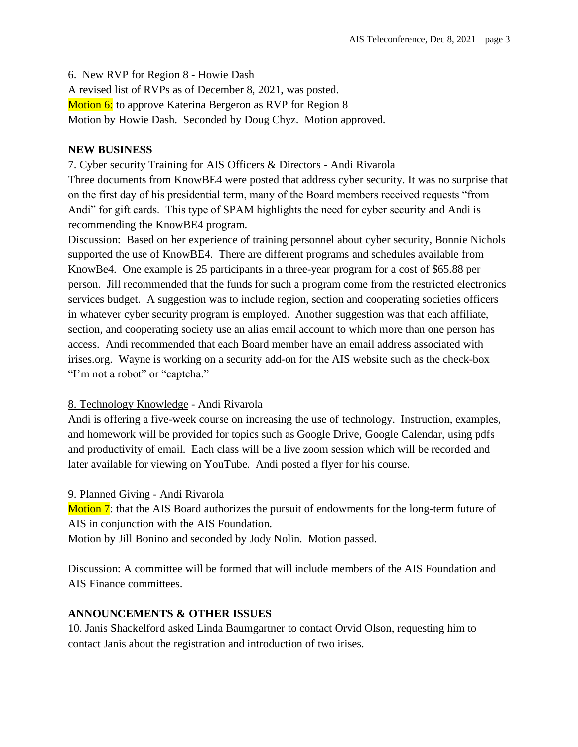6. New RVP for Region 8 - Howie Dash

A revised list of RVPs as of December 8, 2021, was posted.

Motion 6: to approve Katerina Bergeron as RVP for Region 8

Motion by Howie Dash. Seconded by Doug Chyz. Motion approved.

**NEW BUSINESS**

7. Cyber security Training for AIS Officers & Directors - Andi Rivarola

Three documents from KnowBE4 were posted that address cyber security. It was no surprise that on the first day of his presidential term, many of the Board members received requests "from Andi" for gift cards. This type of SPAM highlights the need for cyber security and Andi is recommending the KnowBE4 program.

Discussion: Based on her experience of training personnel about cyber security, Bonnie Nichols supported the use of KnowBE4. There are different programs and schedules available from KnowBe4. One example is 25 participants in a three-year program for a cost of $65.88 per person. Jill recommended that the funds for such a program come from the restricted electronics services budget. A suggestion was to include region, section and cooperating societies officers in whatever cyber security program is employed. Another suggestion was that each affiliate, section, and cooperating society use an alias email account to which more than one person has access. Andi recommended that each Board member have an email address associated with irises.org. Wayne is working on a security add-on for the AIS website such as the check-box "I'm not a robot" or "captcha."

8. Technology Knowledge - Andi Rivarola

Andi is offering a five-week course on increasing the use of technology. Instruction, examples, and homework will be provided for topics such as Google Drive, Google Calendar, using pdfs and productivity of email. Each class will be a live zoom session which will be recorded and later available for viewing on YouTube. Andi posted a flyer for his course.

9. Planned Giving - Andi Rivarola

Motion 7: that the AIS Board authorizes the pursuit of endowments for the long-term future of AIS in conjunction with the AIS Foundation.

Motion by Jill Bonino and seconded by Jody Nolin. Motion passed.

Discussion: A committee will be formed that will include members of the AIS Foundation and AIS Finance committees.

**ANNOUNCEMENTS & OTHER ISSUES**

10. Janis Shackelford asked Linda Baumgartner to contact Orvid Olson, requesting him to contact Janis about the registration and introduction of two irises.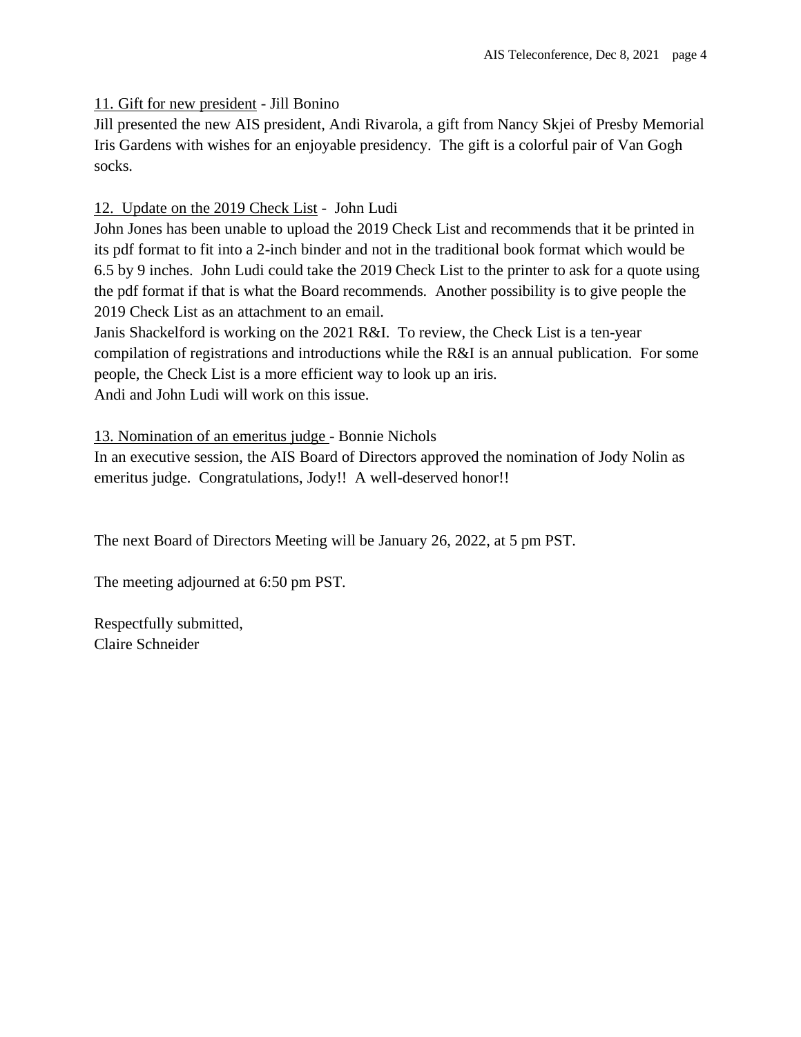11. Gift for new president - Jill Bonino

Jill presented the new AIS president, Andi Rivarola, a gift from Nancy Skjei of Presby Memorial Iris Gardens with wishes for an enjoyable presidency. The gift is a colorful pair of Van Gogh socks.

12. Update on the 2019 Check List - John Ludi

John Jones has been unable to upload the 2019 Check List and recommends that it be printed in its pdf format to fit into a 2-inch binder and not in the traditional book format which would be 6.5 by 9 inches. John Ludi could take the 2019 Check List to the printer to ask for a quote using the pdf format if that is what the Board recommends. Another possibility is to give people the 2019 Check List as an attachment to an email.

Janis Shackelford is working on the 2021 R&I. To review, the Check List is a ten-year compilation of registrations and introductions while the R&I is an annual publication. For some people, the Check List is a more efficient way to look up an iris.

Andi and John Ludi will work on this issue.

13. Nomination of an emeritus judge - Bonnie Nichols

In an executive session, the AIS Board of Directors approved the nomination of Jody Nolin as emeritus judge. Congratulations, Jody!! A well-deserved honor!!

The next Board of Directors Meeting will be January 26, 2022, at 5 pm PST.

The meeting adjourned at 6:50 pm PST.

Respectfully submitted,
Claire Schneider